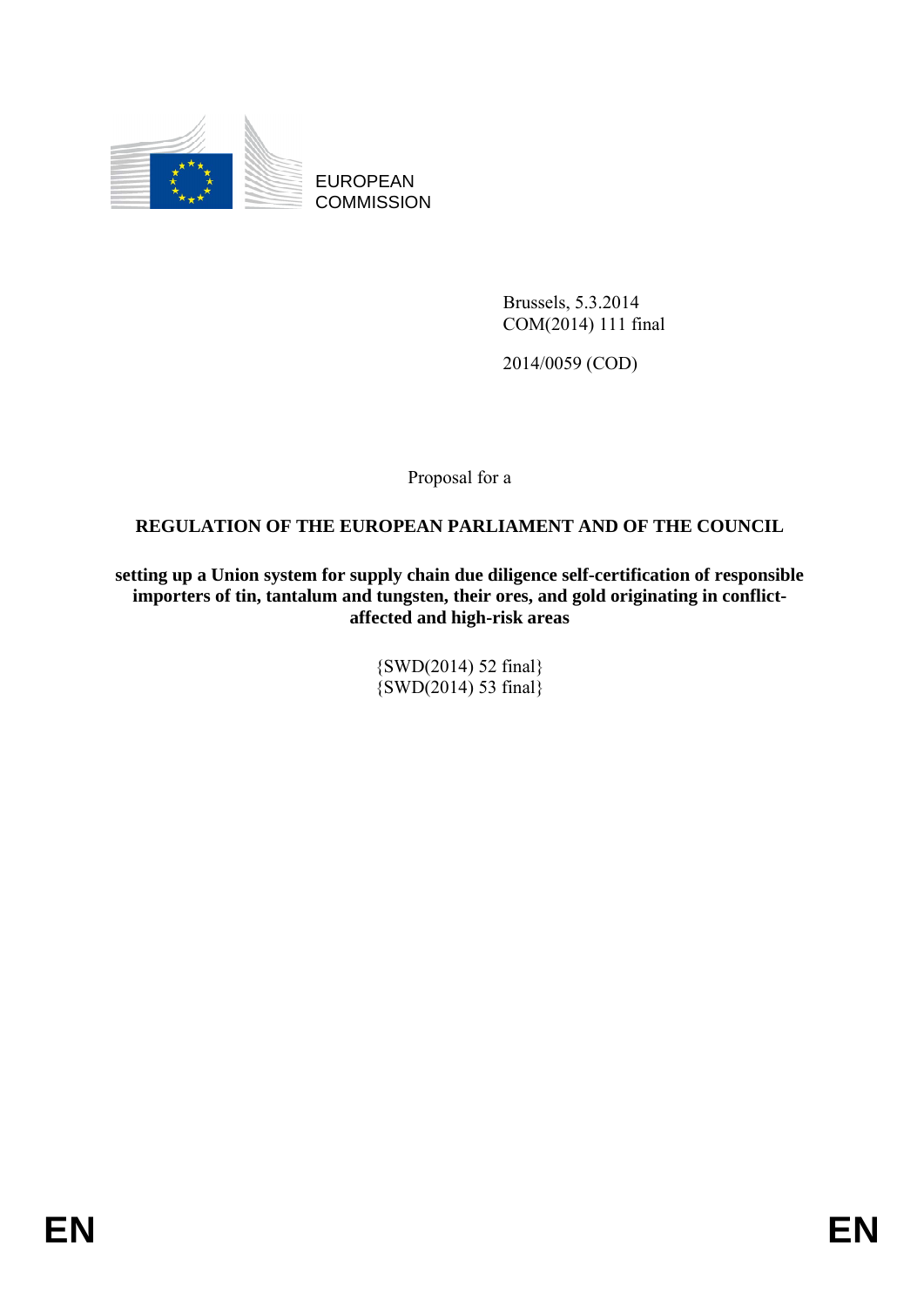EUROPEAN COMMISSION

Brussels, 5.3.2014
COM(2014) 111 final

2014/0059 (COD)

Proposal for a

**REGULATION OF THE EUROPEAN PARLIAMENT AND OF THE COUNCIL**

**setting up a Union system for supply chain due diligence self-certification of responsible importers of tin, tantalum and tungsten, their ores, and gold originating in conflict-affected and high-risk areas**

{SWD(2014) 52 final}
{SWD(2014) 53 final}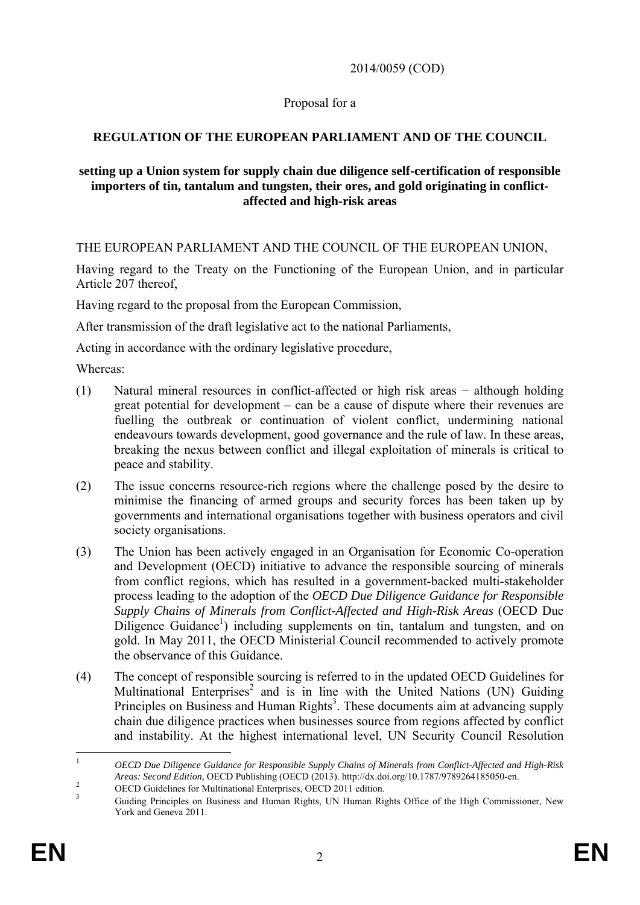2014/0059 (COD)

Proposal for a

**REGULATION OF THE EUROPEAN PARLIAMENT AND OF THE COUNCIL**

**setting up a Union system for supply chain due diligence self-certification of responsible importers of tin, tantalum and tungsten, their ores, and gold originating in conflict-affected and high-risk areas**

THE EUROPEAN PARLIAMENT AND THE COUNCIL OF THE EUROPEAN UNION,

Having regard to the Treaty on the Functioning of the European Union, and in particular Article 207 thereof,

Having regard to the proposal from the European Commission,

After transmission of the draft legislative act to the national Parliaments,

Acting in accordance with the ordinary legislative procedure,

Whereas:

(1) Natural mineral resources in conflict-affected or high risk areas − although holding great potential for development – can be a cause of dispute where their revenues are fuelling the outbreak or continuation of violent conflict, undermining national endeavours towards development, good governance and the rule of law. In these areas, breaking the nexus between conflict and illegal exploitation of minerals is critical to peace and stability.

(2) The issue concerns resource-rich regions where the challenge posed by the desire to minimise the financing of armed groups and security forces has been taken up by governments and international organisations together with business operators and civil society organisations.

(3) The Union has been actively engaged in an Organisation for Economic Co-operation and Development (OECD) initiative to advance the responsible sourcing of minerals from conflict regions, which has resulted in a government-backed multi-stakeholder process leading to the adoption of the *OECD Due Diligence Guidance for Responsible Supply Chains of Minerals from Conflict-Affected and High-Risk Areas* (OECD Due Diligence Guidance[1]) including supplements on tin, tantalum and tungsten, and on gold. In May 2011, the OECD Ministerial Council recommended to actively promote the observance of this Guidance.

(4) The concept of responsible sourcing is referred to in the updated OECD Guidelines for Multinational Enterprises[2] and is in line with the United Nations (UN) Guiding Principles on Business and Human Rights[3]. These documents aim at advancing supply chain due diligence practices when businesses source from regions affected by conflict and instability. At the highest international level, UN Security Council Resolution

---

[1] *OECD Due Diligence Guidance for Responsible Supply Chains of Minerals from Conflict-Affected and High-Risk Areas: Second Edition,* OECD Publishing (OECD (2013). http://dx.doi.org/10.1787/9789264185050-en.

[2] OECD Guidelines for Multinational Enterprises, OECD 2011 edition.

[3] Guiding Principles on Business and Human Rights, UN Human Rights Office of the High Commissioner, New York and Geneva 2011.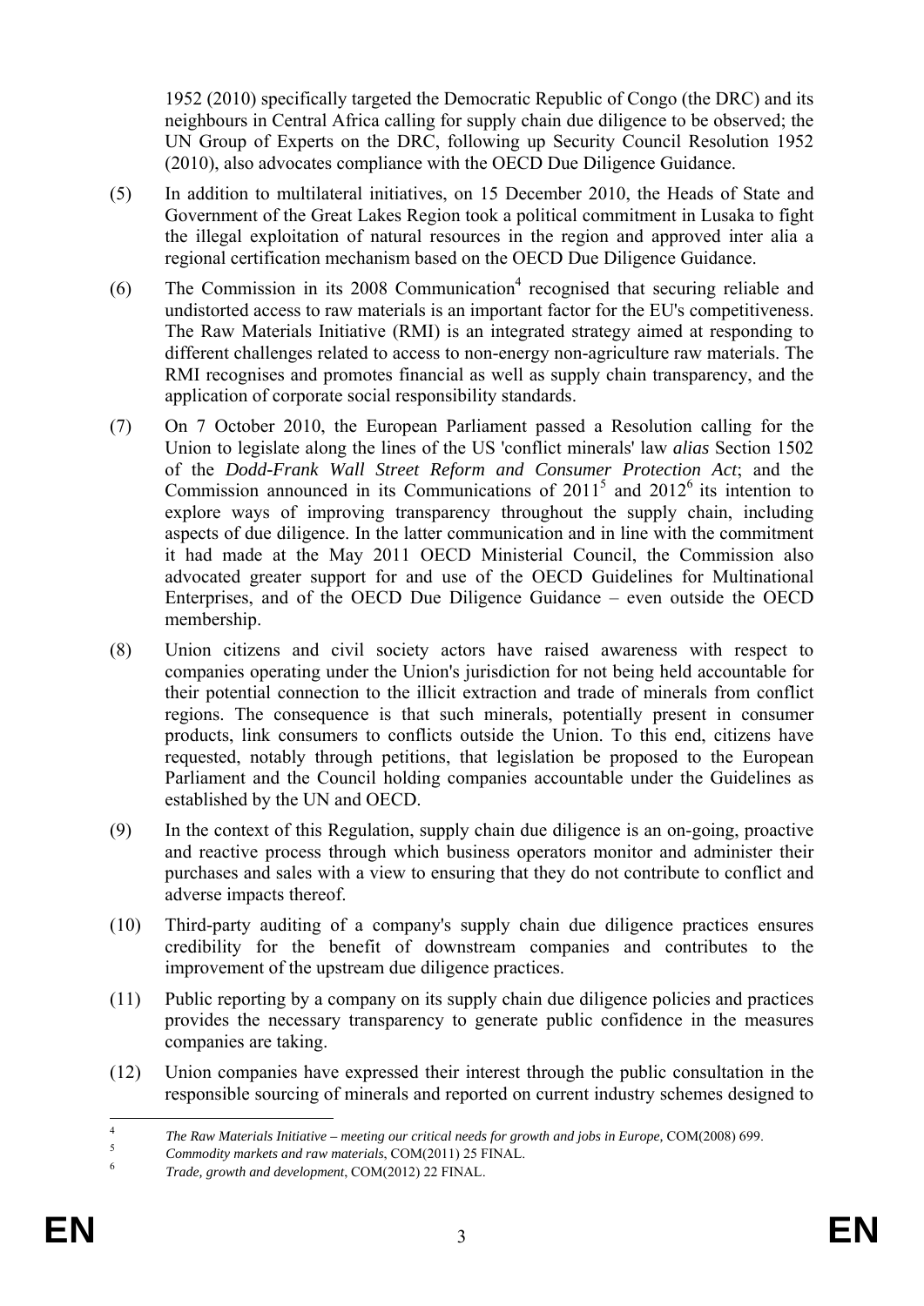1952 (2010) specifically targeted the Democratic Republic of Congo (the DRC) and its neighbours in Central Africa calling for supply chain due diligence to be observed; the UN Group of Experts on the DRC, following up Security Council Resolution 1952 (2010), also advocates compliance with the OECD Due Diligence Guidance.

(5) In addition to multilateral initiatives, on 15 December 2010, the Heads of State and Government of the Great Lakes Region took a political commitment in Lusaka to fight the illegal exploitation of natural resources in the region and approved inter alia a regional certification mechanism based on the OECD Due Diligence Guidance.

(6) The Commission in its 2008 Communication[4] recognised that securing reliable and undistorted access to raw materials is an important factor for the EU's competitiveness. The Raw Materials Initiative (RMI) is an integrated strategy aimed at responding to different challenges related to access to non-energy non-agriculture raw materials. The RMI recognises and promotes financial as well as supply chain transparency, and the application of corporate social responsibility standards.

(7) On 7 October 2010, the European Parliament passed a Resolution calling for the Union to legislate along the lines of the US 'conflict minerals' law *alias* Section 1502 of the *Dodd-Frank Wall Street Reform and Consumer Protection Act*; and the Commission announced in its Communications of 2011[5] and 2012[6] its intention to explore ways of improving transparency throughout the supply chain, including aspects of due diligence. In the latter communication and in line with the commitment it had made at the May 2011 OECD Ministerial Council, the Commission also advocated greater support for and use of the OECD Guidelines for Multinational Enterprises, and of the OECD Due Diligence Guidance – even outside the OECD membership.

(8) Union citizens and civil society actors have raised awareness with respect to companies operating under the Union's jurisdiction for not being held accountable for their potential connection to the illicit extraction and trade of minerals from conflict regions. The consequence is that such minerals, potentially present in consumer products, link consumers to conflicts outside the Union. To this end, citizens have requested, notably through petitions, that legislation be proposed to the European Parliament and the Council holding companies accountable under the Guidelines as established by the UN and OECD.

(9) In the context of this Regulation, supply chain due diligence is an on-going, proactive and reactive process through which business operators monitor and administer their purchases and sales with a view to ensuring that they do not contribute to conflict and adverse impacts thereof.

(10) Third-party auditing of a company's supply chain due diligence practices ensures credibility for the benefit of downstream companies and contributes to the improvement of the upstream due diligence practices.

(11) Public reporting by a company on its supply chain due diligence policies and practices provides the necessary transparency to generate public confidence in the measures companies are taking.

(12) Union companies have expressed their interest through the public consultation in the responsible sourcing of minerals and reported on current industry schemes designed to

---

[4] *The Raw Materials Initiative – meeting our critical needs for growth and jobs in Europe*, COM(2008) 699.

[5] *Commodity markets and raw materials*, COM(2011) 25 FINAL.

[6] *Trade, growth and development*, COM(2012) 22 FINAL.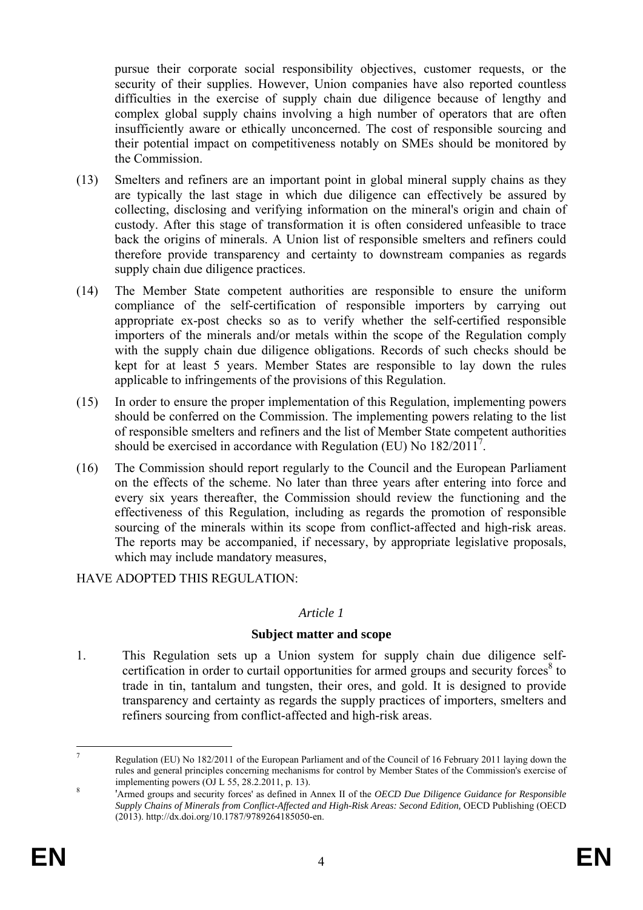pursue their corporate social responsibility objectives, customer requests, or the security of their supplies. However, Union companies have also reported countless difficulties in the exercise of supply chain due diligence because of lengthy and complex global supply chains involving a high number of operators that are often insufficiently aware or ethically unconcerned. The cost of responsible sourcing and their potential impact on competitiveness notably on SMEs should be monitored by the Commission.

(13) Smelters and refiners are an important point in global mineral supply chains as they are typically the last stage in which due diligence can effectively be assured by collecting, disclosing and verifying information on the mineral's origin and chain of custody. After this stage of transformation it is often considered unfeasible to trace back the origins of minerals. A Union list of responsible smelters and refiners could therefore provide transparency and certainty to downstream companies as regards supply chain due diligence practices.

(14) The Member State competent authorities are responsible to ensure the uniform compliance of the self-certification of responsible importers by carrying out appropriate ex-post checks so as to verify whether the self-certified responsible importers of the minerals and/or metals within the scope of the Regulation comply with the supply chain due diligence obligations. Records of such checks should be kept for at least 5 years. Member States are responsible to lay down the rules applicable to infringements of the provisions of this Regulation.

(15) In order to ensure the proper implementation of this Regulation, implementing powers should be conferred on the Commission. The implementing powers relating to the list of responsible smelters and refiners and the list of Member State competent authorities should be exercised in accordance with Regulation (EU) No 182/2011[7].

(16) The Commission should report regularly to the Council and the European Parliament on the effects of the scheme. No later than three years after entering into force and every six years thereafter, the Commission should review the functioning and the effectiveness of this Regulation, including as regards the promotion of responsible sourcing of the minerals within its scope from conflict-affected and high-risk areas. The reports may be accompanied, if necessary, by appropriate legislative proposals, which may include mandatory measures,

HAVE ADOPTED THIS REGULATION:

*Article 1*

**Subject matter and scope**

1. This Regulation sets up a Union system for supply chain due diligence self-certification in order to curtail opportunities for armed groups and security forces[8] to trade in tin, tantalum and tungsten, their ores, and gold. It is designed to provide transparency and certainty as regards the supply practices of importers, smelters and refiners sourcing from conflict-affected and high-risk areas.

---

[7] Regulation (EU) No 182/2011 of the European Parliament and of the Council of 16 February 2011 laying down the rules and general principles concerning mechanisms for control by Member States of the Commission's exercise of implementing powers (OJ L 55, 28.2.2011, p. 13).

[8] 'Armed groups and security forces' as defined in Annex II of the *OECD Due Diligence Guidance for Responsible Supply Chains of Minerals from Conflict-Affected and High-Risk Areas: Second Edition,* OECD Publishing (OECD (2013). http://dx.doi.org/10.1787/9789264185050-en.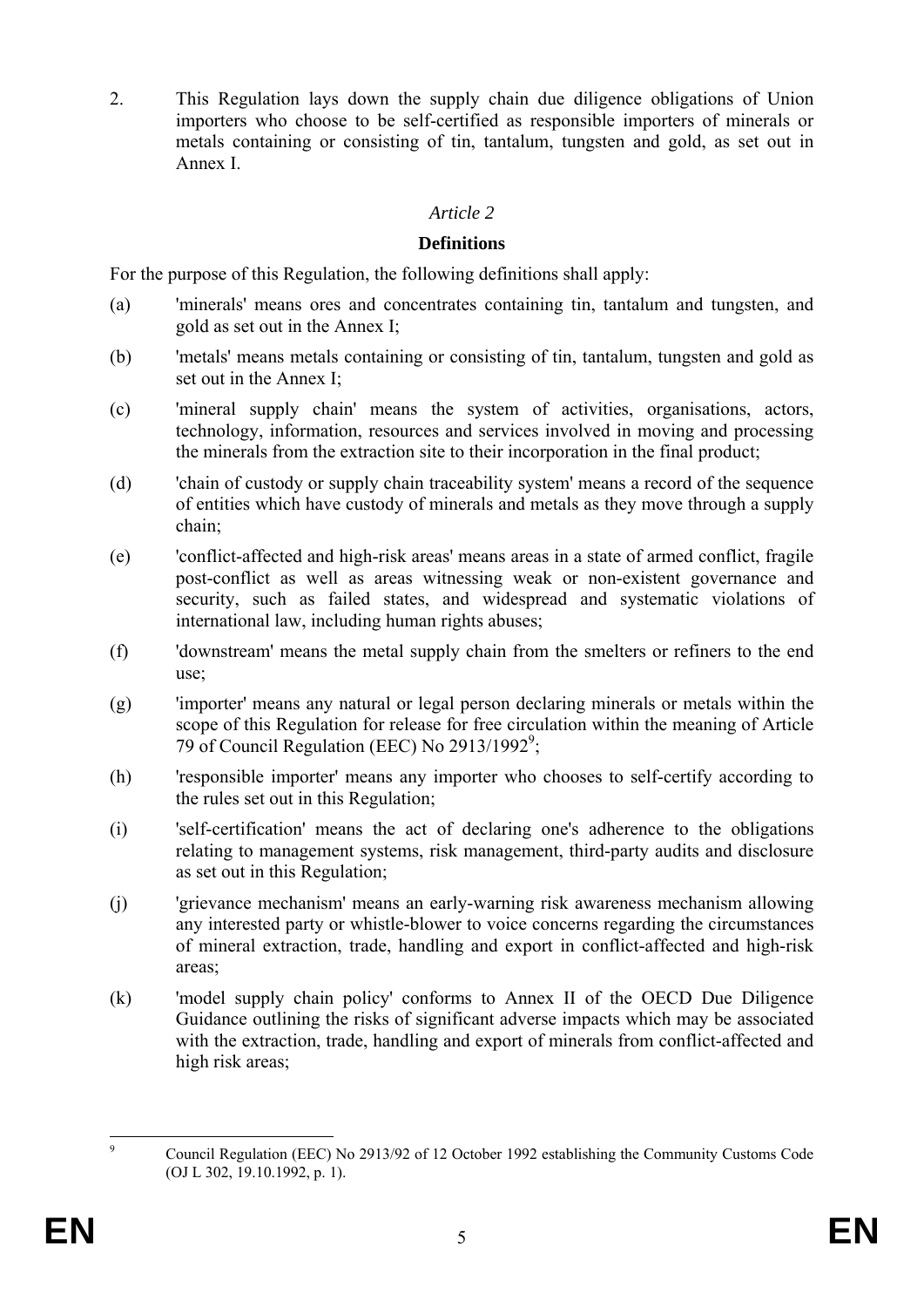2. This Regulation lays down the supply chain due diligence obligations of Union importers who choose to be self-certified as responsible importers of minerals or metals containing or consisting of tin, tantalum, tungsten and gold, as set out in Annex I.

*Article 2*

**Definitions**

For the purpose of this Regulation, the following definitions shall apply:

(a) 'minerals' means ores and concentrates containing tin, tantalum and tungsten, and gold as set out in the Annex I;

(b) 'metals' means metals containing or consisting of tin, tantalum, tungsten and gold as set out in the Annex I;

(c) 'mineral supply chain' means the system of activities, organisations, actors, technology, information, resources and services involved in moving and processing the minerals from the extraction site to their incorporation in the final product;

(d) 'chain of custody or supply chain traceability system' means a record of the sequence of entities which have custody of minerals and metals as they move through a supply chain;

(e) 'conflict-affected and high-risk areas' means areas in a state of armed conflict, fragile post-conflict as well as areas witnessing weak or non-existent governance and security, such as failed states, and widespread and systematic violations of international law, including human rights abuses;

(f) 'downstream' means the metal supply chain from the smelters or refiners to the end use;

(g) 'importer' means any natural or legal person declaring minerals or metals within the scope of this Regulation for release for free circulation within the meaning of Article 79 of Council Regulation (EEC) No 2913/1992[9];

(h) 'responsible importer' means any importer who chooses to self-certify according to the rules set out in this Regulation;

(i) 'self-certification' means the act of declaring one's adherence to the obligations relating to management systems, risk management, third-party audits and disclosure as set out in this Regulation;

(j) 'grievance mechanism' means an early-warning risk awareness mechanism allowing any interested party or whistle-blower to voice concerns regarding the circumstances of mineral extraction, trade, handling and export in conflict-affected and high-risk areas;

(k) 'model supply chain policy' conforms to Annex II of the OECD Due Diligence Guidance outlining the risks of significant adverse impacts which may be associated with the extraction, trade, handling and export of minerals from conflict-affected and high risk areas;

---

[9] Council Regulation (EEC) No 2913/92 of 12 October 1992 establishing the Community Customs Code (OJ L 302, 19.10.1992, p. 1).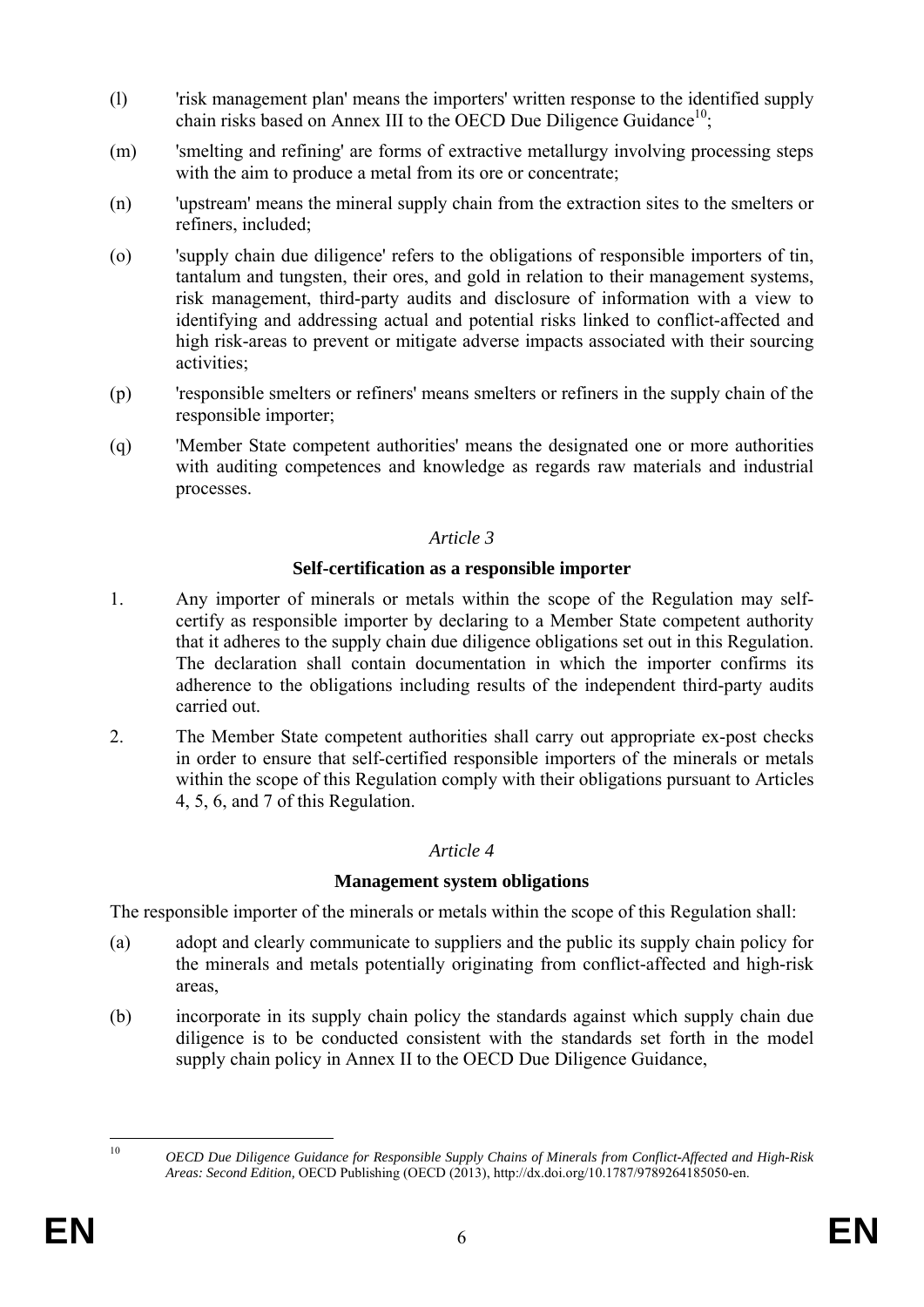(l) 'risk management plan' means the importers' written response to the identified supply chain risks based on Annex III to the OECD Due Diligence Guidance[10];

(m) 'smelting and refining' are forms of extractive metallurgy involving processing steps with the aim to produce a metal from its ore or concentrate;

(n) 'upstream' means the mineral supply chain from the extraction sites to the smelters or refiners, included;

(o) 'supply chain due diligence' refers to the obligations of responsible importers of tin, tantalum and tungsten, their ores, and gold in relation to their management systems, risk management, third-party audits and disclosure of information with a view to identifying and addressing actual and potential risks linked to conflict-affected and high risk-areas to prevent or mitigate adverse impacts associated with their sourcing activities;

(p) 'responsible smelters or refiners' means smelters or refiners in the supply chain of the responsible importer;

(q) 'Member State competent authorities' means the designated one or more authorities with auditing competences and knowledge as regards raw materials and industrial processes.

*Article 3*

**Self-certification as a responsible importer**

1. Any importer of minerals or metals within the scope of the Regulation may self-certify as responsible importer by declaring to a Member State competent authority that it adheres to the supply chain due diligence obligations set out in this Regulation. The declaration shall contain documentation in which the importer confirms its adherence to the obligations including results of the independent third-party audits carried out.

2. The Member State competent authorities shall carry out appropriate ex-post checks in order to ensure that self-certified responsible importers of the minerals or metals within the scope of this Regulation comply with their obligations pursuant to Articles 4, 5, 6, and 7 of this Regulation.

*Article 4*

**Management system obligations**

The responsible importer of the minerals or metals within the scope of this Regulation shall:

(a) adopt and clearly communicate to suppliers and the public its supply chain policy for the minerals and metals potentially originating from conflict-affected and high-risk areas,

(b) incorporate in its supply chain policy the standards against which supply chain due diligence is to be conducted consistent with the standards set forth in the model supply chain policy in Annex II to the OECD Due Diligence Guidance,

---

[10] *OECD Due Diligence Guidance for Responsible Supply Chains of Minerals from Conflict-Affected and High-Risk Areas: Second Edition,* OECD Publishing (OECD (2013), http://dx.doi.org/10.1787/9789264185050-en.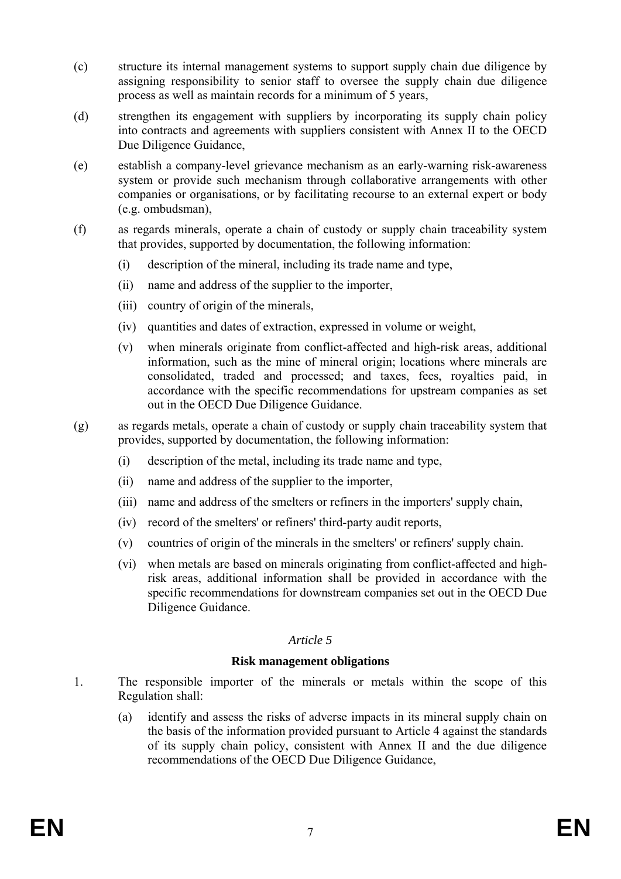(c) structure its internal management systems to support supply chain due diligence by assigning responsibility to senior staff to oversee the supply chain due diligence process as well as maintain records for a minimum of 5 years,

(d) strengthen its engagement with suppliers by incorporating its supply chain policy into contracts and agreements with suppliers consistent with Annex II to the OECD Due Diligence Guidance,

(e) establish a company-level grievance mechanism as an early-warning risk-awareness system or provide such mechanism through collaborative arrangements with other companies or organisations, or by facilitating recourse to an external expert or body (e.g. ombudsman),

(f) as regards minerals, operate a chain of custody or supply chain traceability system that provides, supported by documentation, the following information:

  (i) description of the mineral, including its trade name and type,

  (ii) name and address of the supplier to the importer,

  (iii) country of origin of the minerals,

  (iv) quantities and dates of extraction, expressed in volume or weight,

  (v) when minerals originate from conflict-affected and high-risk areas, additional information, such as the mine of mineral origin; locations where minerals are consolidated, traded and processed; and taxes, fees, royalties paid, in accordance with the specific recommendations for upstream companies as set out in the OECD Due Diligence Guidance.

(g) as regards metals, operate a chain of custody or supply chain traceability system that provides, supported by documentation, the following information:

  (i) description of the metal, including its trade name and type,

  (ii) name and address of the supplier to the importer,

  (iii) name and address of the smelters or refiners in the importers' supply chain,

  (iv) record of the smelters' or refiners' third-party audit reports,

  (v) countries of origin of the minerals in the smelters' or refiners' supply chain.

  (vi) when metals are based on minerals originating from conflict-affected and high-risk areas, additional information shall be provided in accordance with the specific recommendations for downstream companies set out in the OECD Due Diligence Guidance.

*Article 5*

**Risk management obligations**

1. The responsible importer of the minerals or metals within the scope of this Regulation shall:

  (a) identify and assess the risks of adverse impacts in its mineral supply chain on the basis of the information provided pursuant to Article 4 against the standards of its supply chain policy, consistent with Annex II and the due diligence recommendations of the OECD Due Diligence Guidance,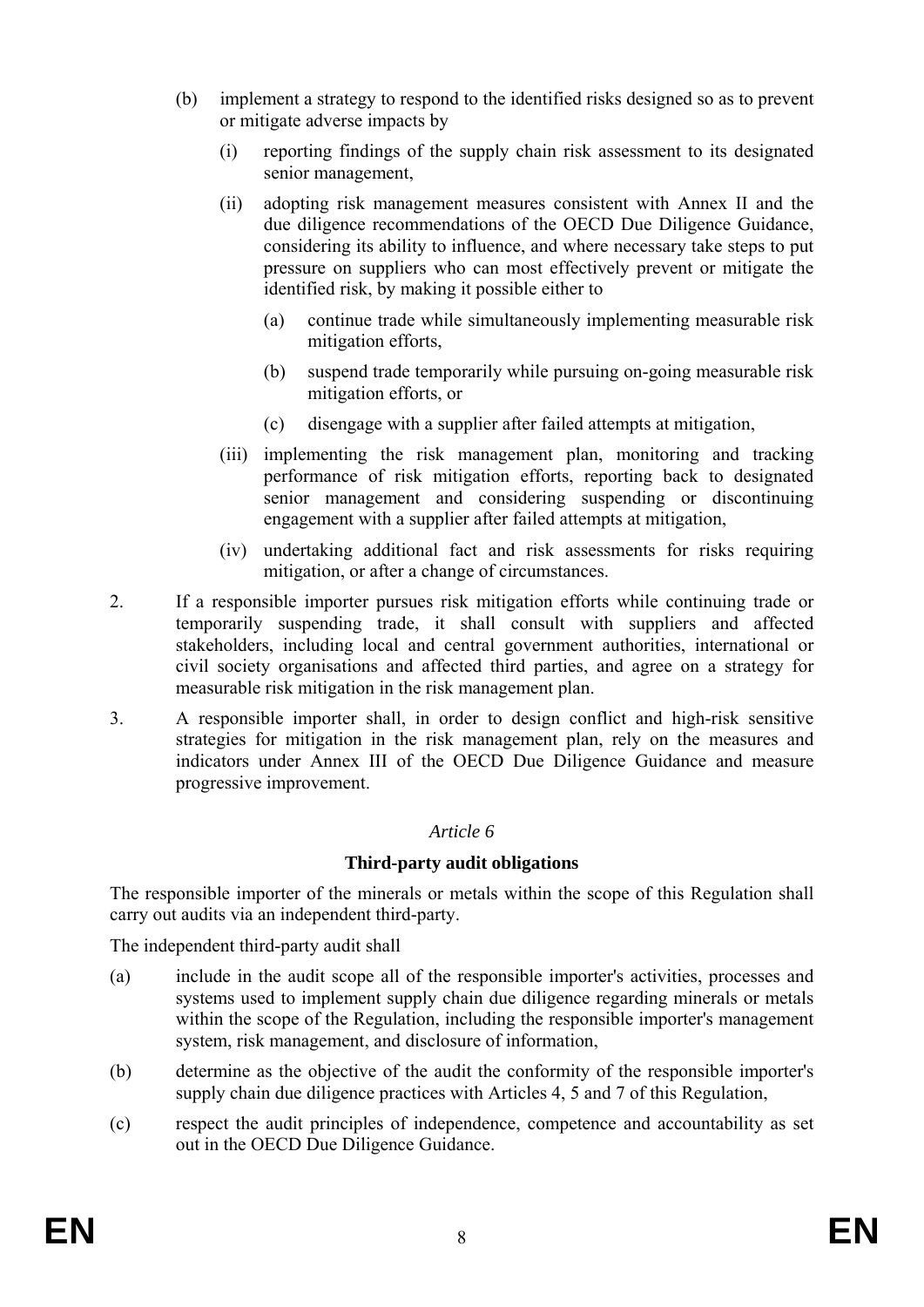(b) implement a strategy to respond to the identified risks designed so as to prevent or mitigate adverse impacts by

   (i) reporting findings of the supply chain risk assessment to its designated senior management,

   (ii) adopting risk management measures consistent with Annex II and the due diligence recommendations of the OECD Due Diligence Guidance, considering its ability to influence, and where necessary take steps to put pressure on suppliers who can most effectively prevent or mitigate the identified risk, by making it possible either to

      (a) continue trade while simultaneously implementing measurable risk mitigation efforts,

      (b) suspend trade temporarily while pursuing on-going measurable risk mitigation efforts, or

      (c) disengage with a supplier after failed attempts at mitigation,

   (iii) implementing the risk management plan, monitoring and tracking performance of risk mitigation efforts, reporting back to designated senior management and considering suspending or discontinuing engagement with a supplier after failed attempts at mitigation,

   (iv) undertaking additional fact and risk assessments for risks requiring mitigation, or after a change of circumstances.

2. If a responsible importer pursues risk mitigation efforts while continuing trade or temporarily suspending trade, it shall consult with suppliers and affected stakeholders, including local and central government authorities, international or civil society organisations and affected third parties, and agree on a strategy for measurable risk mitigation in the risk management plan.

3. A responsible importer shall, in order to design conflict and high-risk sensitive strategies for mitigation in the risk management plan, rely on the measures and indicators under Annex III of the OECD Due Diligence Guidance and measure progressive improvement.

*Article 6*

**Third-party audit obligations**

The responsible importer of the minerals or metals within the scope of this Regulation shall carry out audits via an independent third-party.

The independent third-party audit shall

(a) include in the audit scope all of the responsible importer's activities, processes and systems used to implement supply chain due diligence regarding minerals or metals within the scope of the Regulation, including the responsible importer's management system, risk management, and disclosure of information,

(b) determine as the objective of the audit the conformity of the responsible importer's supply chain due diligence practices with Articles 4, 5 and 7 of this Regulation,

(c) respect the audit principles of independence, competence and accountability as set out in the OECD Due Diligence Guidance.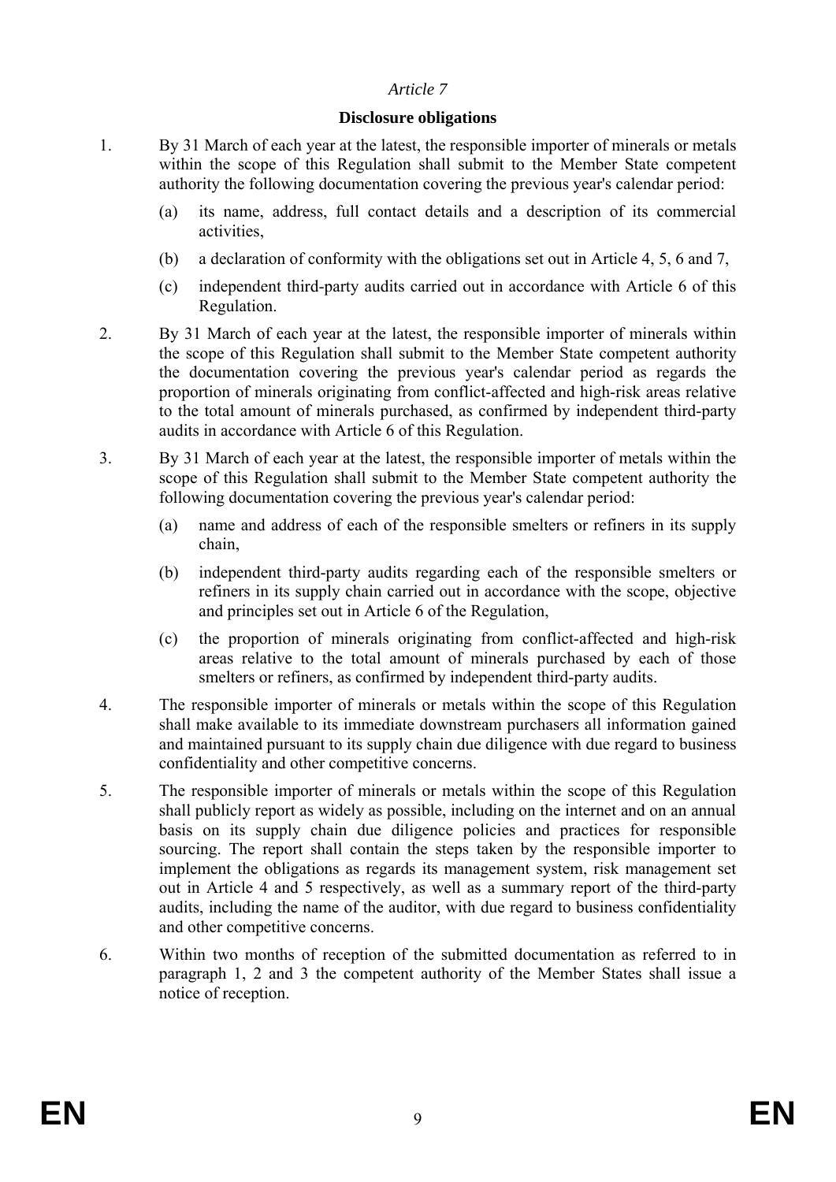*Article 7*

**Disclosure obligations**

1. By 31 March of each year at the latest, the responsible importer of minerals or metals within the scope of this Regulation shall submit to the Member State competent authority the following documentation covering the previous year's calendar period:

   (a) its name, address, full contact details and a description of its commercial activities,

   (b) a declaration of conformity with the obligations set out in Article 4, 5, 6 and 7,

   (c) independent third-party audits carried out in accordance with Article 6 of this Regulation.

2. By 31 March of each year at the latest, the responsible importer of minerals within the scope of this Regulation shall submit to the Member State competent authority the documentation covering the previous year's calendar period as regards the proportion of minerals originating from conflict-affected and high-risk areas relative to the total amount of minerals purchased, as confirmed by independent third-party audits in accordance with Article 6 of this Regulation.

3. By 31 March of each year at the latest, the responsible importer of metals within the scope of this Regulation shall submit to the Member State competent authority the following documentation covering the previous year's calendar period:

   (a) name and address of each of the responsible smelters or refiners in its supply chain,

   (b) independent third-party audits regarding each of the responsible smelters or refiners in its supply chain carried out in accordance with the scope, objective and principles set out in Article 6 of the Regulation,

   (c) the proportion of minerals originating from conflict-affected and high-risk areas relative to the total amount of minerals purchased by each of those smelters or refiners, as confirmed by independent third-party audits.

4. The responsible importer of minerals or metals within the scope of this Regulation shall make available to its immediate downstream purchasers all information gained and maintained pursuant to its supply chain due diligence with due regard to business confidentiality and other competitive concerns.

5. The responsible importer of minerals or metals within the scope of this Regulation shall publicly report as widely as possible, including on the internet and on an annual basis on its supply chain due diligence policies and practices for responsible sourcing. The report shall contain the steps taken by the responsible importer to implement the obligations as regards its management system, risk management set out in Article 4 and 5 respectively, as well as a summary report of the third-party audits, including the name of the auditor, with due regard to business confidentiality and other competitive concerns.

6. Within two months of reception of the submitted documentation as referred to in paragraph 1, 2 and 3 the competent authority of the Member States shall issue a notice of reception.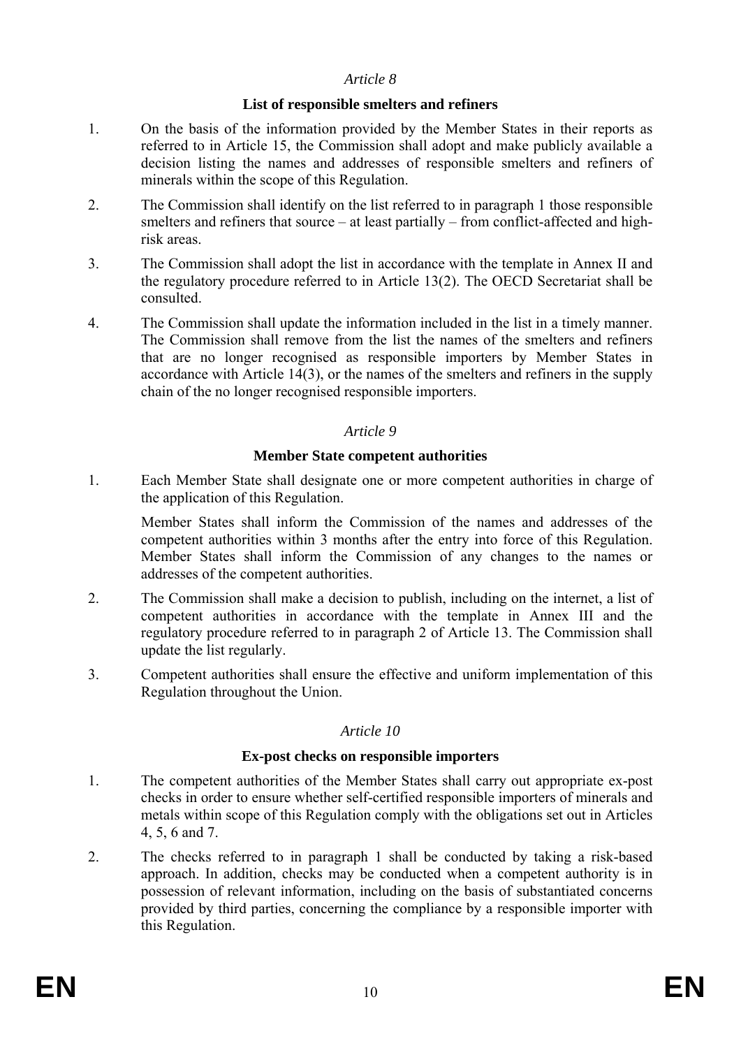*Article 8*

**List of responsible smelters and refiners**

1. On the basis of the information provided by the Member States in their reports as referred to in Article 15, the Commission shall adopt and make publicly available a decision listing the names and addresses of responsible smelters and refiners of minerals within the scope of this Regulation.

2. The Commission shall identify on the list referred to in paragraph 1 those responsible smelters and refiners that source – at least partially – from conflict-affected and high-risk areas.

3. The Commission shall adopt the list in accordance with the template in Annex II and the regulatory procedure referred to in Article 13(2). The OECD Secretariat shall be consulted.

4. The Commission shall update the information included in the list in a timely manner. The Commission shall remove from the list the names of the smelters and refiners that are no longer recognised as responsible importers by Member States in accordance with Article 14(3), or the names of the smelters and refiners in the supply chain of the no longer recognised responsible importers.

*Article 9*

**Member State competent authorities**

1. Each Member State shall designate one or more competent authorities in charge of the application of this Regulation.

   Member States shall inform the Commission of the names and addresses of the competent authorities within 3 months after the entry into force of this Regulation. Member States shall inform the Commission of any changes to the names or addresses of the competent authorities.

2. The Commission shall make a decision to publish, including on the internet, a list of competent authorities in accordance with the template in Annex III and the regulatory procedure referred to in paragraph 2 of Article 13. The Commission shall update the list regularly.

3. Competent authorities shall ensure the effective and uniform implementation of this Regulation throughout the Union.

*Article 10*

**Ex-post checks on responsible importers**

1. The competent authorities of the Member States shall carry out appropriate ex-post checks in order to ensure whether self-certified responsible importers of minerals and metals within scope of this Regulation comply with the obligations set out in Articles 4, 5, 6 and 7.

2. The checks referred to in paragraph 1 shall be conducted by taking a risk-based approach. In addition, checks may be conducted when a competent authority is in possession of relevant information, including on the basis of substantiated concerns provided by third parties, concerning the compliance by a responsible importer with this Regulation.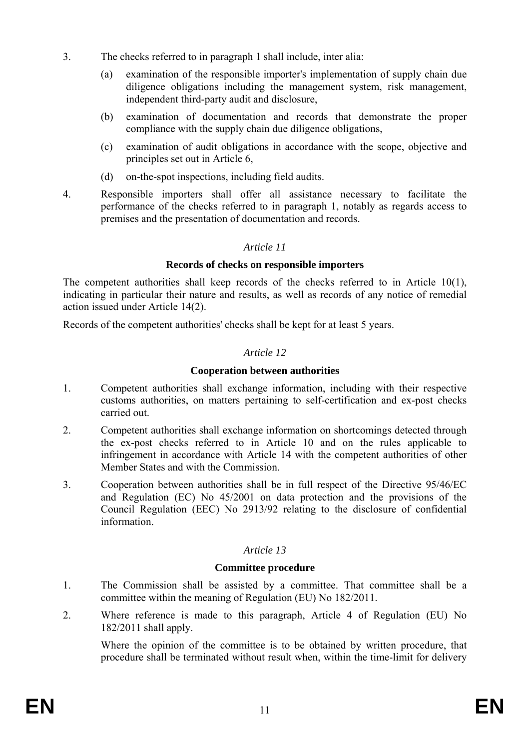3. The checks referred to in paragraph 1 shall include, inter alia:

   (a) examination of the responsible importer's implementation of supply chain due diligence obligations including the management system, risk management, independent third-party audit and disclosure,

   (b) examination of documentation and records that demonstrate the proper compliance with the supply chain due diligence obligations,

   (c) examination of audit obligations in accordance with the scope, objective and principles set out in Article 6,

   (d) on-the-spot inspections, including field audits.

4. Responsible importers shall offer all assistance necessary to facilitate the performance of the checks referred to in paragraph 1, notably as regards access to premises and the presentation of documentation and records.

*Article 11*

**Records of checks on responsible importers**

The competent authorities shall keep records of the checks referred to in Article 10(1), indicating in particular their nature and results, as well as records of any notice of remedial action issued under Article 14(2).

Records of the competent authorities' checks shall be kept for at least 5 years.

*Article 12*

**Cooperation between authorities**

1. Competent authorities shall exchange information, including with their respective customs authorities, on matters pertaining to self-certification and ex-post checks carried out.

2. Competent authorities shall exchange information on shortcomings detected through the ex-post checks referred to in Article 10 and on the rules applicable to infringement in accordance with Article 14 with the competent authorities of other Member States and with the Commission.

3. Cooperation between authorities shall be in full respect of the Directive 95/46/EC and Regulation (EC) No 45/2001 on data protection and the provisions of the Council Regulation (EEC) No 2913/92 relating to the disclosure of confidential information.

*Article 13*

**Committee procedure**

1. The Commission shall be assisted by a committee. That committee shall be a committee within the meaning of Regulation (EU) No 182/2011.

2. Where reference is made to this paragraph, Article 4 of Regulation (EU) No 182/2011 shall apply.

   Where the opinion of the committee is to be obtained by written procedure, that procedure shall be terminated without result when, within the time-limit for delivery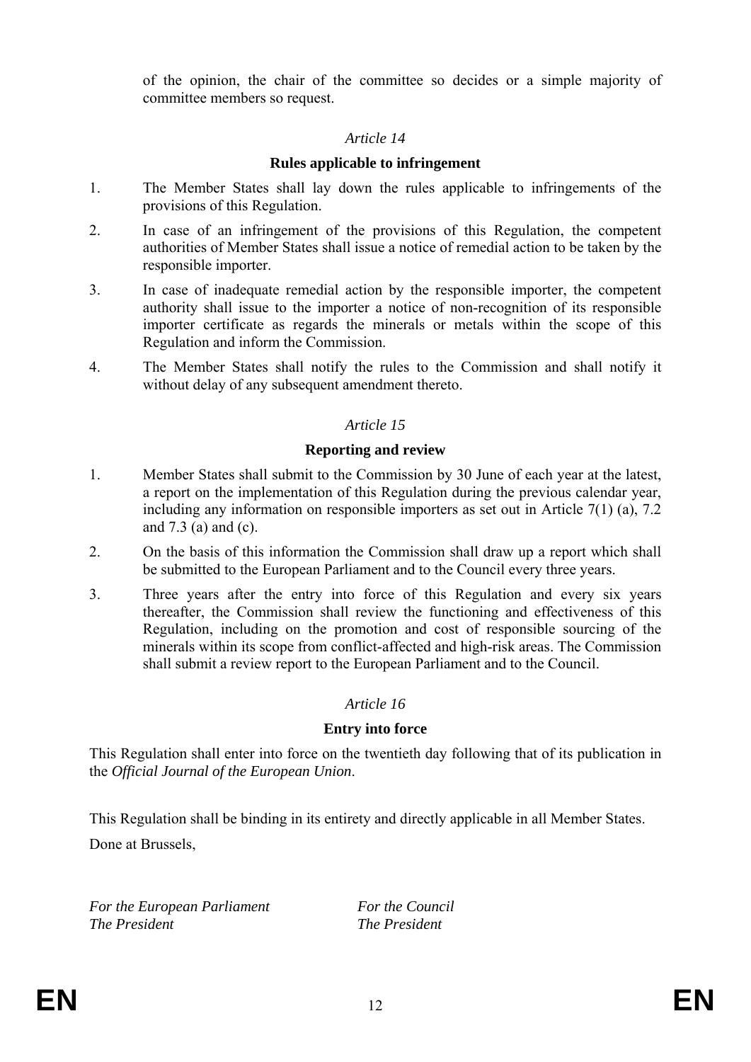of the opinion, the chair of the committee so decides or a simple majority of committee members so request.

*Article 14*

**Rules applicable to infringement**

1. The Member States shall lay down the rules applicable to infringements of the provisions of this Regulation.

2. In case of an infringement of the provisions of this Regulation, the competent authorities of Member States shall issue a notice of remedial action to be taken by the responsible importer.

3. In case of inadequate remedial action by the responsible importer, the competent authority shall issue to the importer a notice of non-recognition of its responsible importer certificate as regards the minerals or metals within the scope of this Regulation and inform the Commission.

4. The Member States shall notify the rules to the Commission and shall notify it without delay of any subsequent amendment thereto.

*Article 15*

**Reporting and review**

1. Member States shall submit to the Commission by 30 June of each year at the latest, a report on the implementation of this Regulation during the previous calendar year, including any information on responsible importers as set out in Article 7(1) (a), 7.2 and 7.3 (a) and (c).

2. On the basis of this information the Commission shall draw up a report which shall be submitted to the European Parliament and to the Council every three years.

3. Three years after the entry into force of this Regulation and every six years thereafter, the Commission shall review the functioning and effectiveness of this Regulation, including on the promotion and cost of responsible sourcing of the minerals within its scope from conflict-affected and high-risk areas. The Commission shall submit a review report to the European Parliament and to the Council.

*Article 16*

**Entry into force**

This Regulation shall enter into force on the twentieth day following that of its publication in the *Official Journal of the European Union*.

This Regulation shall be binding in its entirety and directly applicable in all Member States.

Done at Brussels,

*For the European Parliament*
*The President*

*For the Council*
*The President*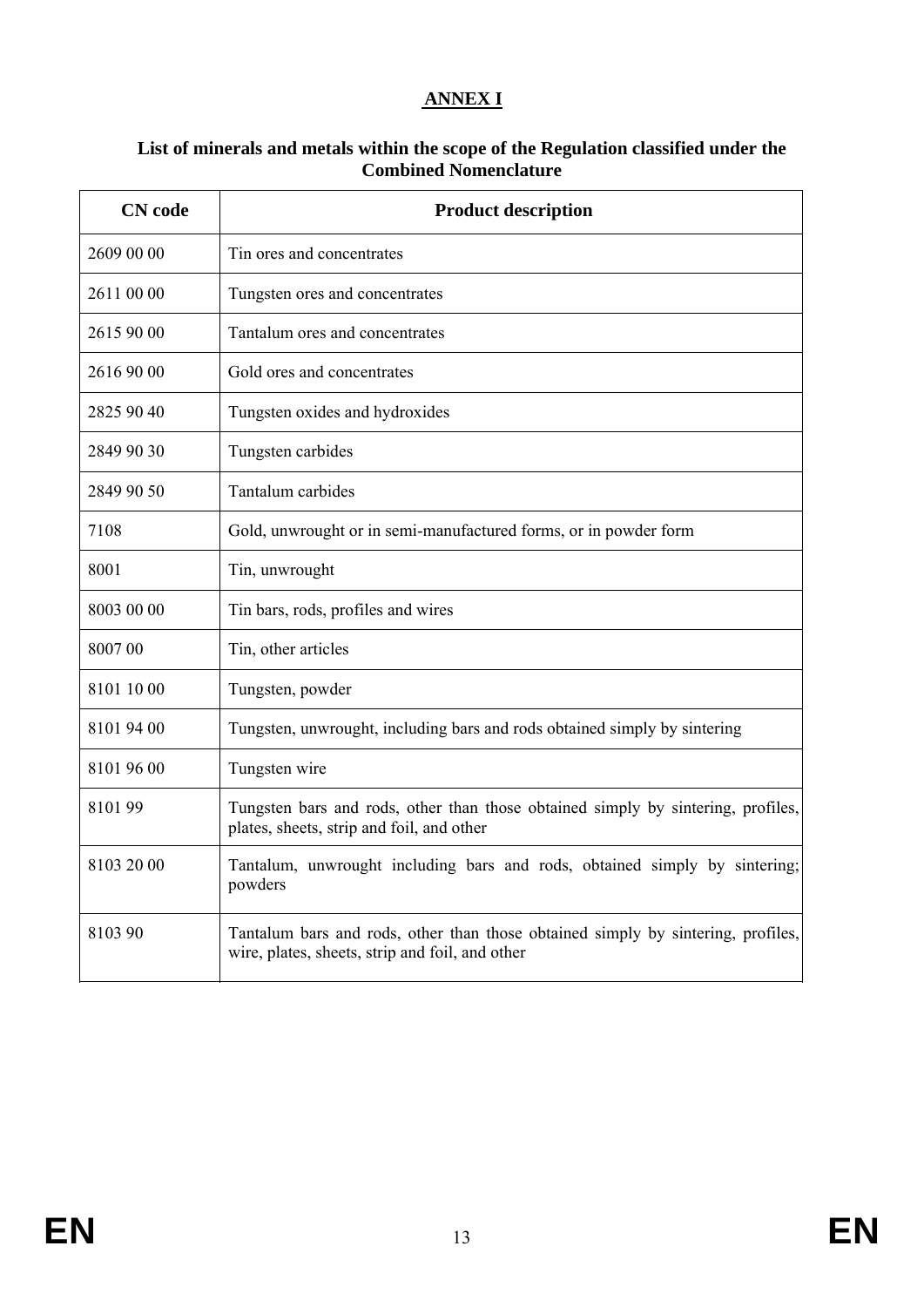## ANNEX I

### List of minerals and metals within the scope of the Regulation classified under the Combined Nomenclature

| CN code | Product description |
|---|---|
| 2609 00 00 | Tin ores and concentrates |
| 2611 00 00 | Tungsten ores and concentrates |
| 2615 90 00 | Tantalum ores and concentrates |
| 2616 90 00 | Gold ores and concentrates |
| 2825 90 40 | Tungsten oxides and hydroxides |
| 2849 90 30 | Tungsten carbides |
| 2849 90 50 | Tantalum carbides |
| 7108 | Gold, unwrought or in semi-manufactured forms, or in powder form |
| 8001 | Tin, unwrought |
| 8003 00 00 | Tin bars, rods, profiles and wires |
| 8007 00 | Tin, other articles |
| 8101 10 00 | Tungsten, powder |
| 8101 94 00 | Tungsten, unwrought, including bars and rods obtained simply by sintering |
| 8101 96 00 | Tungsten wire |
| 8101 99 | Tungsten bars and rods, other than those obtained simply by sintering, profiles, plates, sheets, strip and foil, and other |
| 8103 20 00 | Tantalum, unwrought including bars and rods, obtained simply by sintering; powders |
| 8103 90 | Tantalum bars and rods, other than those obtained simply by sintering, profiles, wire, plates, sheets, strip and foil, and other |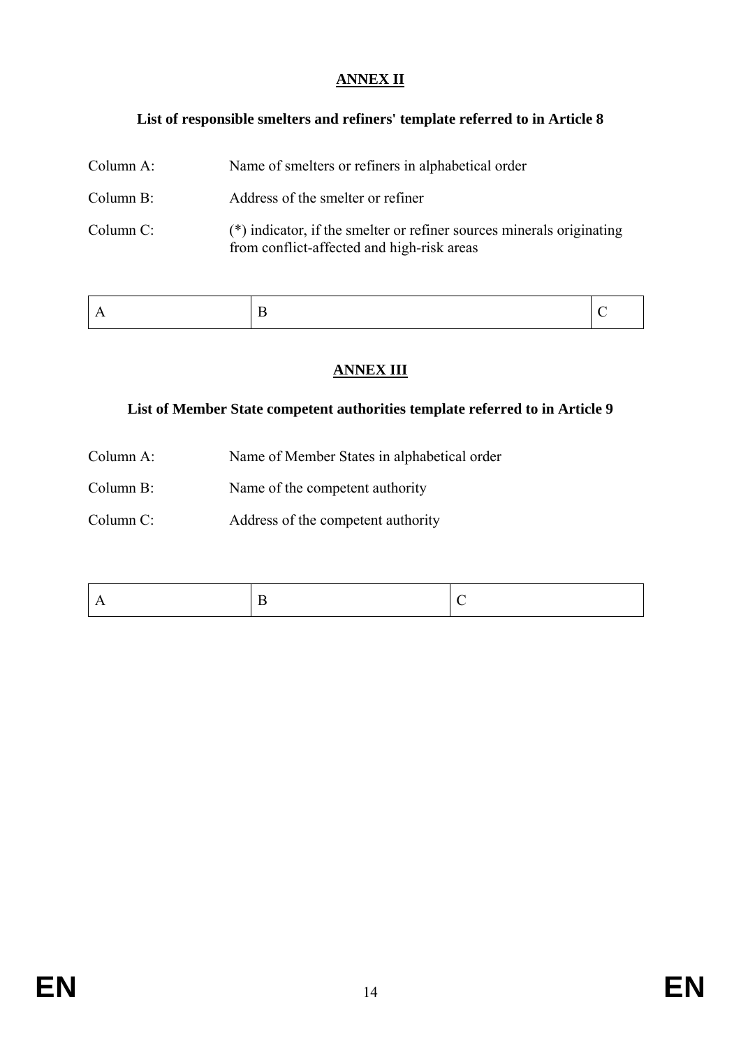## ANNEX II

### List of responsible smelters and refiners' template referred to in Article 8

Column A: Name of smelters or refiners in alphabetical order

Column B: Address of the smelter or refiner

Column C: (*) indicator, if the smelter or refiner sources minerals originating from conflict-affected and high-risk areas

| A | B | C |
|---|---|---|

## ANNEX III

### List of Member State competent authorities template referred to in Article 9

Column A: Name of Member States in alphabetical order

Column B: Name of the competent authority

Column C: Address of the competent authority

| A | B | C |
|---|---|---|